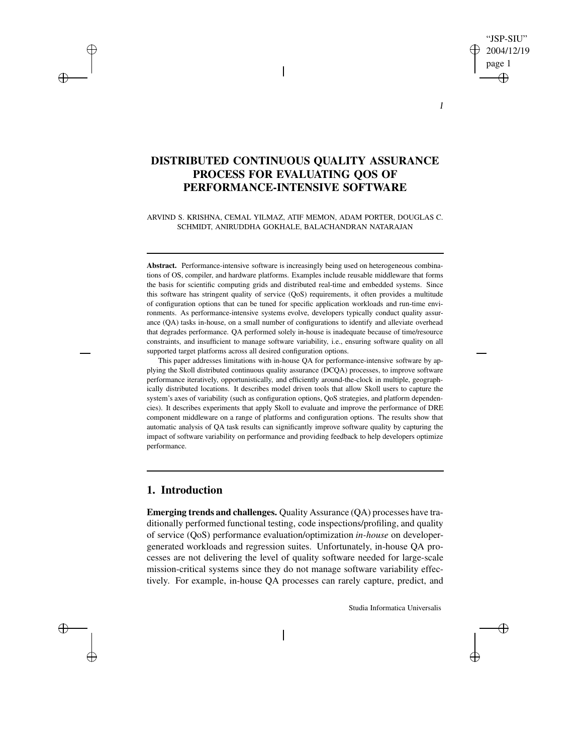# DISTRIBUTED CONTINUOUS QUALITY ASSURANCE PROCESS FOR EVALUATING QOS OF PERFORMANCE-INTENSIVE SOFTWARE

ARVIND S. KRISHNA, CEMAL YILMAZ, ATIF MEMON, ADAM PORTER, DOUGLAS C. SCHMIDT, ANIRUDDHA GOKHALE, BALACHANDRAN NATARAJAN

---

**Abstract.** Performance-intensive software is increasingly being used on heterogeneous combinations of OS, compiler, and hardware platforms. Examples include reusable middleware that forms the basis for scientific computing grids and distributed real-time and embedded systems. Since this software has stringent quality of service (QoS) requirements, it often provides a multitude of configuration options that can be tuned for specific application workloads and run-time environments. As performance-intensive systems evolve, developers typically conduct quality assurance (QA) tasks in-house, on a small number of configurations to identify and alleviate overhead that degrades performance. QA performed solely in-house is inadequate because of time/resource constraints, and insufficient to manage software variability, i.e., ensuring software quality on all supported target platforms across all desired configuration options.

This paper addresses limitations with in-house QA for performance-intensive software by applying the Skoll distributed continuous quality assurance (DCQA) processes, to improve software performance iteratively, opportunistically, and efficiently around-the-clock in multiple, geographically distributed locations. It describes model driven tools that allow Skoll users to capture the system's axes of variability (such as configuration options, QoS strategies, and platform dependencies). It describes experiments that apply Skoll to evaluate and improve the performance of DRE component middleware on a range of platforms and configuration options. The results show that automatic analysis of QA task results can significantly improve software quality by capturing the impact of software variability on performance and providing feedback to help developers optimize performance.

---

## 1. Introduction

**Emerging trends and challenges.** Quality Assurance (QA) processes have traditionally performed functional testing, code inspections/profiling, and quality of service (QoS) performance evaluation/optimization *in-house* on developer-generated workloads and regression suites. Unfortunately, in-house QA processes are not delivering the level of quality software needed for large-scale mission-critical systems since they do not manage software variability effectively. For example, in-house QA processes can rarely capture, predict, and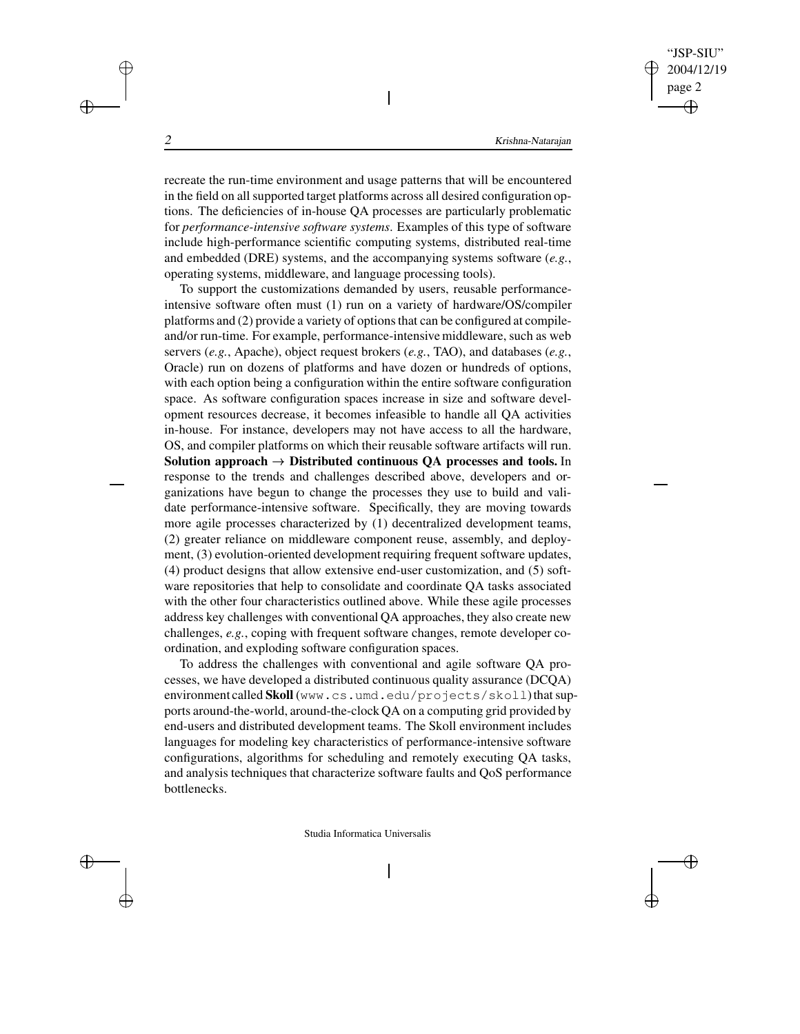recreate the run-time environment and usage patterns that will be encountered in the field on all supported target platforms across all desired configuration options. The deficiencies of in-house QA processes are particularly problematic for *performance-intensive software systems*. Examples of this type of software include high-performance scientific computing systems, distributed real-time and embedded (DRE) systems, and the accompanying systems software (*e.g.*, operating systems, middleware, and language processing tools).

To support the customizations demanded by users, reusable performance-intensive software often must (1) run on a variety of hardware/OS/compiler platforms and (2) provide a variety of options that can be configured at compile- and/or run-time. For example, performance-intensive middleware, such as web servers (*e.g.*, Apache), object request brokers (*e.g.*, TAO), and databases (*e.g.*, Oracle) run on dozens of platforms and have dozen or hundreds of options, with each option being a configuration within the entire software configuration space. As software configuration spaces increase in size and software development resources decrease, it becomes infeasible to handle all QA activities in-house. For instance, developers may not have access to all the hardware, OS, and compiler platforms on which their reusable software artifacts will run.

**Solution approach → Distributed continuous QA processes and tools.** In response to the trends and challenges described above, developers and organizations have begun to change the processes they use to build and validate performance-intensive software. Specifically, they are moving towards more agile processes characterized by (1) decentralized development teams, (2) greater reliance on middleware component reuse, assembly, and deployment, (3) evolution-oriented development requiring frequent software updates, (4) product designs that allow extensive end-user customization, and (5) software repositories that help to consolidate and coordinate QA tasks associated with the other four characteristics outlined above. While these agile processes address key challenges with conventional QA approaches, they also create new challenges, *e.g.*, coping with frequent software changes, remote developer coordination, and exploding software configuration spaces.

To address the challenges with conventional and agile software QA processes, we have developed a distributed continuous quality assurance (DCQA) environment called **Skoll** (`www.cs.umd.edu/projects/skoll`) that supports around-the-world, around-the-clock QA on a computing grid provided by end-users and distributed development teams. The Skoll environment includes languages for modeling key characteristics of performance-intensive software configurations, algorithms for scheduling and remotely executing QA tasks, and analysis techniques that characterize software faults and QoS performance bottlenecks.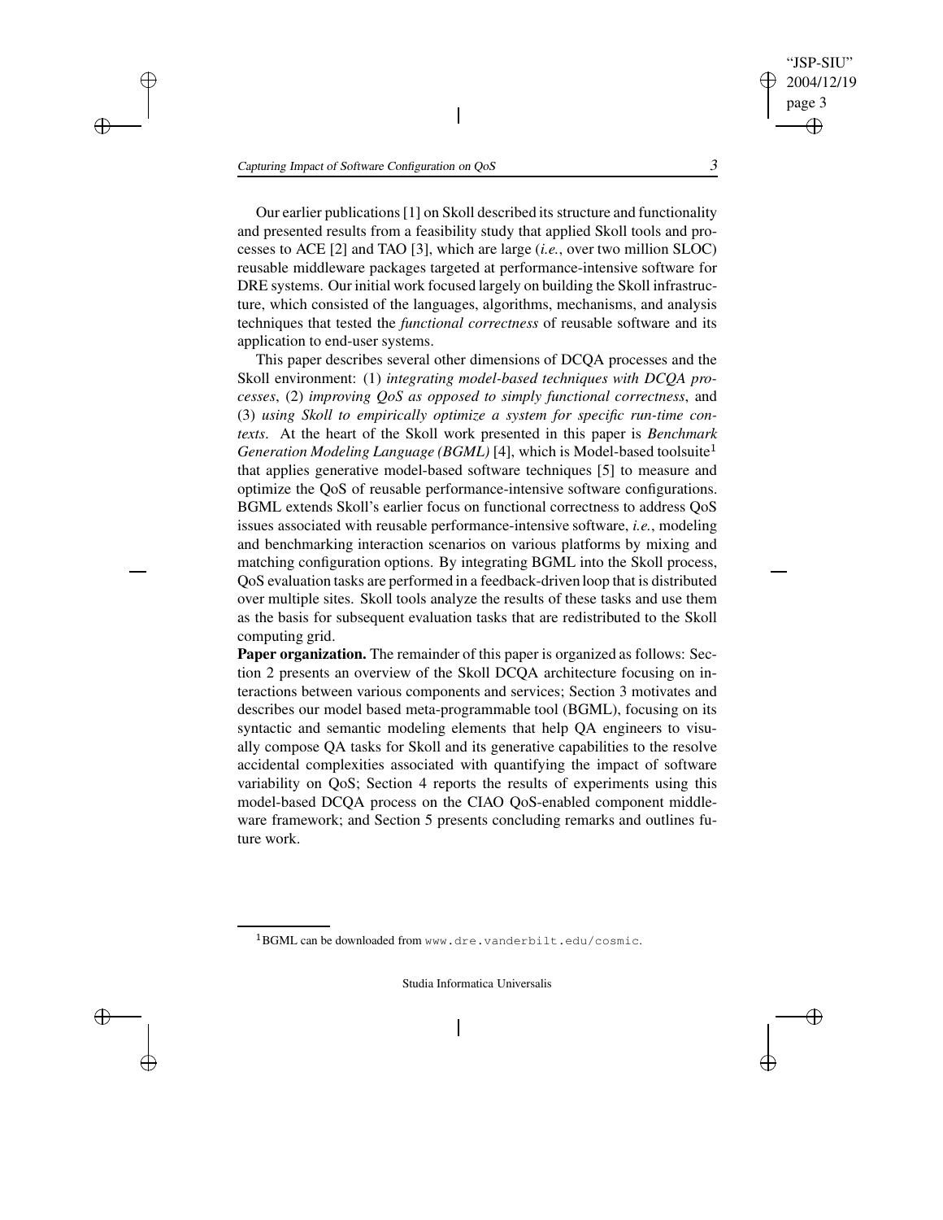Our earlier publications [1] on Skoll described its structure and functionality and presented results from a feasibility study that applied Skoll tools and processes to ACE [2] and TAO [3], which are large (*i.e.*, over two million SLOC) reusable middleware packages targeted at performance-intensive software for DRE systems. Our initial work focused largely on building the Skoll infrastructure, which consisted of the languages, algorithms, mechanisms, and analysis techniques that tested the *functional correctness* of reusable software and its application to end-user systems.

This paper describes several other dimensions of DCQA processes and the Skoll environment: (1) *integrating model-based techniques with DCQA processes*, (2) *improving QoS as opposed to simply functional correctness*, and (3) *using Skoll to empirically optimize a system for specific run-time contexts*. At the heart of the Skoll work presented in this paper is *Benchmark Generation Modeling Language (BGML)* [4], which is Model-based toolsuite[1] that applies generative model-based software techniques [5] to measure and optimize the QoS of reusable performance-intensive software configurations. BGML extends Skoll's earlier focus on functional correctness to address QoS issues associated with reusable performance-intensive software, *i.e.*, modeling and benchmarking interaction scenarios on various platforms by mixing and matching configuration options. By integrating BGML into the Skoll process, QoS evaluation tasks are performed in a feedback-driven loop that is distributed over multiple sites. Skoll tools analyze the results of these tasks and use them as the basis for subsequent evaluation tasks that are redistributed to the Skoll computing grid.

**Paper organization.** The remainder of this paper is organized as follows: Section 2 presents an overview of the Skoll DCQA architecture focusing on interactions between various components and services; Section 3 motivates and describes our model based meta-programmable tool (BGML), focusing on its syntactic and semantic modeling elements that help QA engineers to visually compose QA tasks for Skoll and its generative capabilities to the resolve accidental complexities associated with quantifying the impact of software variability on QoS; Section 4 reports the results of experiments using this model-based DCQA process on the CIAO QoS-enabled component middleware framework; and Section 5 presents concluding remarks and outlines future work.

[1] BGML can be downloaded from `www.dre.vanderbilt.edu/cosmic`.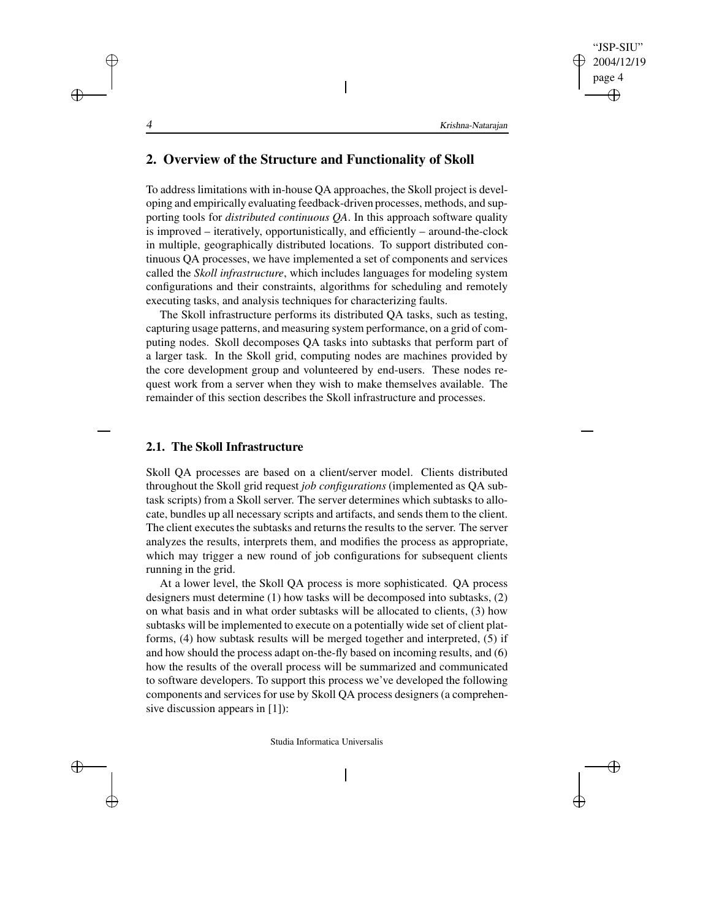## 2. Overview of the Structure and Functionality of Skoll

To address limitations with in-house QA approaches, the Skoll project is developing and empirically evaluating feedback-driven processes, methods, and supporting tools for *distributed continuous QA*. In this approach software quality is improved – iteratively, opportunistically, and efficiently – around-the-clock in multiple, geographically distributed locations. To support distributed continuous QA processes, we have implemented a set of components and services called the *Skoll infrastructure*, which includes languages for modeling system configurations and their constraints, algorithms for scheduling and remotely executing tasks, and analysis techniques for characterizing faults.

The Skoll infrastructure performs its distributed QA tasks, such as testing, capturing usage patterns, and measuring system performance, on a grid of computing nodes. Skoll decomposes QA tasks into subtasks that perform part of a larger task. In the Skoll grid, computing nodes are machines provided by the core development group and volunteered by end-users. These nodes request work from a server when they wish to make themselves available. The remainder of this section describes the Skoll infrastructure and processes.

### 2.1. The Skoll Infrastructure

Skoll QA processes are based on a client/server model. Clients distributed throughout the Skoll grid request *job configurations* (implemented as QA subtask scripts) from a Skoll server. The server determines which subtasks to allocate, bundles up all necessary scripts and artifacts, and sends them to the client. The client executes the subtasks and returns the results to the server. The server analyzes the results, interprets them, and modifies the process as appropriate, which may trigger a new round of job configurations for subsequent clients running in the grid.

At a lower level, the Skoll QA process is more sophisticated. QA process designers must determine (1) how tasks will be decomposed into subtasks, (2) on what basis and in what order subtasks will be allocated to clients, (3) how subtasks will be implemented to execute on a potentially wide set of client platforms, (4) how subtask results will be merged together and interpreted, (5) if and how should the process adapt on-the-fly based on incoming results, and (6) how the results of the overall process will be summarized and communicated to software developers. To support this process we've developed the following components and services for use by Skoll QA process designers (a comprehensive discussion appears in [1]):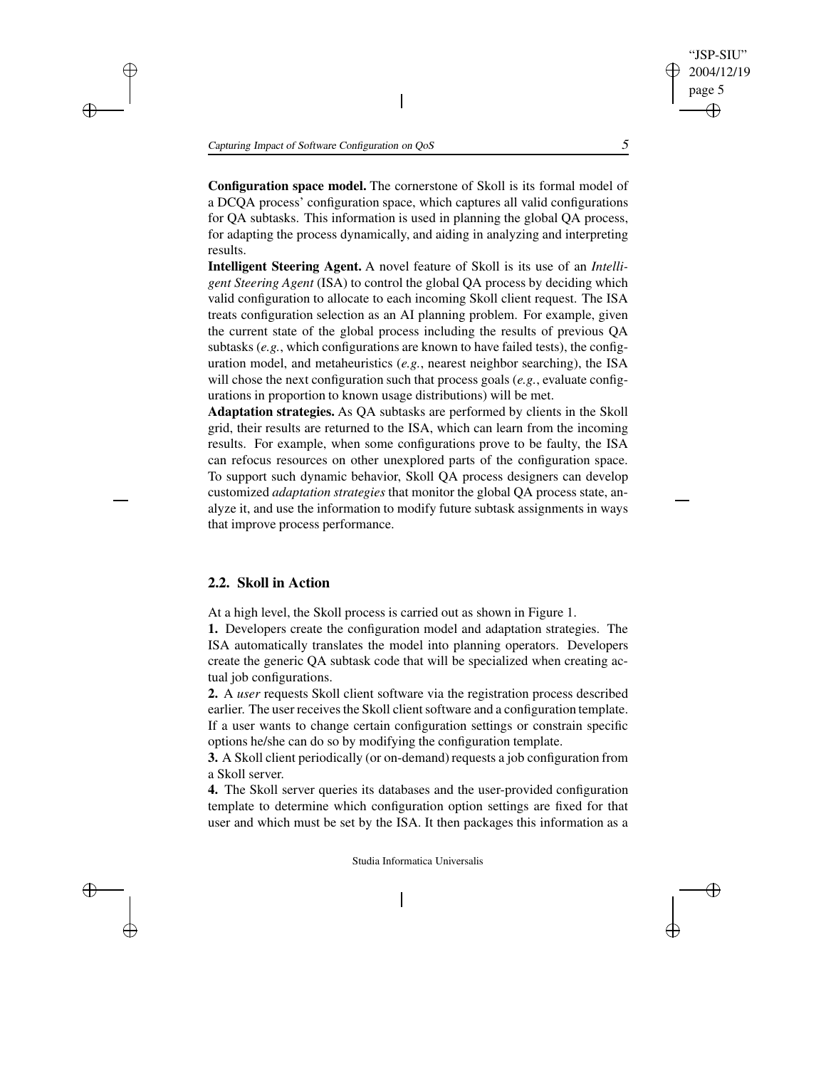**Configuration space model.** The cornerstone of Skoll is its formal model of a DCQA process' configuration space, which captures all valid configurations for QA subtasks. This information is used in planning the global QA process, for adapting the process dynamically, and aiding in analyzing and interpreting results.

**Intelligent Steering Agent.** A novel feature of Skoll is its use of an *Intelligent Steering Agent* (ISA) to control the global QA process by deciding which valid configuration to allocate to each incoming Skoll client request. The ISA treats configuration selection as an AI planning problem. For example, given the current state of the global process including the results of previous QA subtasks (*e.g.*, which configurations are known to have failed tests), the configuration model, and metaheuristics (*e.g.*, nearest neighbor searching), the ISA will chose the next configuration such that process goals (*e.g.*, evaluate configurations in proportion to known usage distributions) will be met.

**Adaptation strategies.** As QA subtasks are performed by clients in the Skoll grid, their results are returned to the ISA, which can learn from the incoming results. For example, when some configurations prove to be faulty, the ISA can refocus resources on other unexplored parts of the configuration space. To support such dynamic behavior, Skoll QA process designers can develop customized *adaptation strategies* that monitor the global QA process state, analyze it, and use the information to modify future subtask assignments in ways that improve process performance.

## 2.2. Skoll in Action

At a high level, the Skoll process is carried out as shown in Figure 1.

**1.** Developers create the configuration model and adaptation strategies. The ISA automatically translates the model into planning operators. Developers create the generic QA subtask code that will be specialized when creating actual job configurations.

**2.** A *user* requests Skoll client software via the registration process described earlier. The user receives the Skoll client software and a configuration template. If a user wants to change certain configuration settings or constrain specific options he/she can do so by modifying the configuration template.

**3.** A Skoll client periodically (or on-demand) requests a job configuration from a Skoll server.

**4.** The Skoll server queries its databases and the user-provided configuration template to determine which configuration option settings are fixed for that user and which must be set by the ISA. It then packages this information as a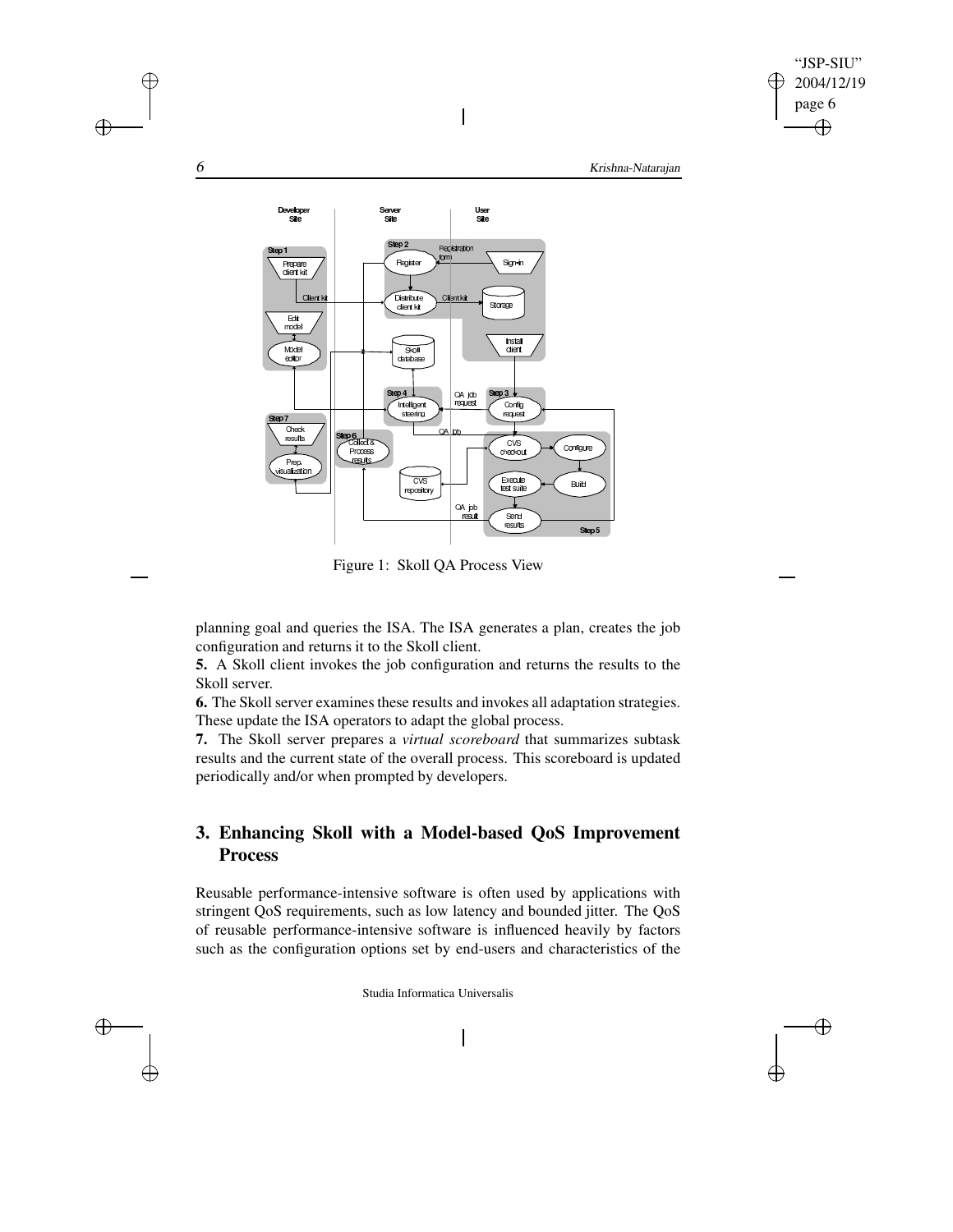Figure 1: Skoll QA Process View

planning goal and queries the ISA. The ISA generates a plan, creates the job configuration and returns it to the Skoll client.

**5.** A Skoll client invokes the job configuration and returns the results to the Skoll server.

**6.** The Skoll server examines these results and invokes all adaptation strategies. These update the ISA operators to adapt the global process.

**7.** The Skoll server prepares a *virtual scoreboard* that summarizes subtask results and the current state of the overall process. This scoreboard is updated periodically and/or when prompted by developers.

## 3. Enhancing Skoll with a Model-based QoS Improvement Process

Reusable performance-intensive software is often used by applications with stringent QoS requirements, such as low latency and bounded jitter. The QoS of reusable performance-intensive software is influenced heavily by factors such as the configuration options set by end-users and characteristics of the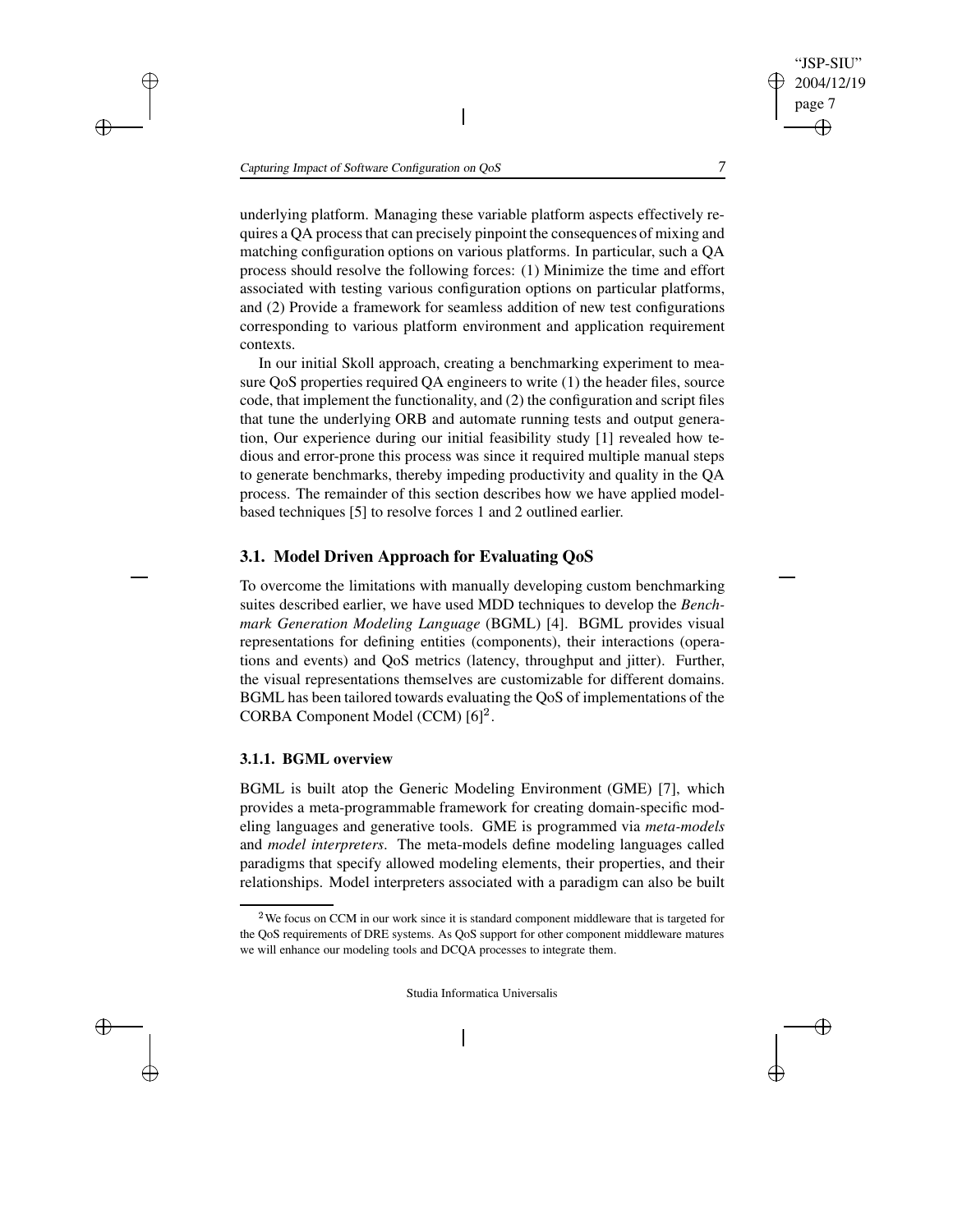underlying platform. Managing these variable platform aspects effectively requires a QA process that can precisely pinpoint the consequences of mixing and matching configuration options on various platforms. In particular, such a QA process should resolve the following forces: (1) Minimize the time and effort associated with testing various configuration options on particular platforms, and (2) Provide a framework for seamless addition of new test configurations corresponding to various platform environment and application requirement contexts.

In our initial Skoll approach, creating a benchmarking experiment to measure QoS properties required QA engineers to write (1) the header files, source code, that implement the functionality, and (2) the configuration and script files that tune the underlying ORB and automate running tests and output generation, Our experience during our initial feasibility study [1] revealed how tedious and error-prone this process was since it required multiple manual steps to generate benchmarks, thereby impeding productivity and quality in the QA process. The remainder of this section describes how we have applied model-based techniques [5] to resolve forces 1 and 2 outlined earlier.

## 3.1. Model Driven Approach for Evaluating QoS

To overcome the limitations with manually developing custom benchmarking suites described earlier, we have used MDD techniques to develop the *Benchmark Generation Modeling Language* (BGML) [4]. BGML provides visual representations for defining entities (components), their interactions (operations and events) and QoS metrics (latency, throughput and jitter). Further, the visual representations themselves are customizable for different domains. BGML has been tailored towards evaluating the QoS of implementations of the CORBA Component Model (CCM) [6][2].

### 3.1.1. BGML overview

BGML is built atop the Generic Modeling Environment (GME) [7], which provides a meta-programmable framework for creating domain-specific modeling languages and generative tools. GME is programmed via *meta-models* and *model interpreters*. The meta-models define modeling languages called paradigms that specify allowed modeling elements, their properties, and their relationships. Model interpreters associated with a paradigm can also be built

[2] We focus on CCM in our work since it is standard component middleware that is targeted for the QoS requirements of DRE systems. As QoS support for other component middleware matures we will enhance our modeling tools and DCQA processes to integrate them.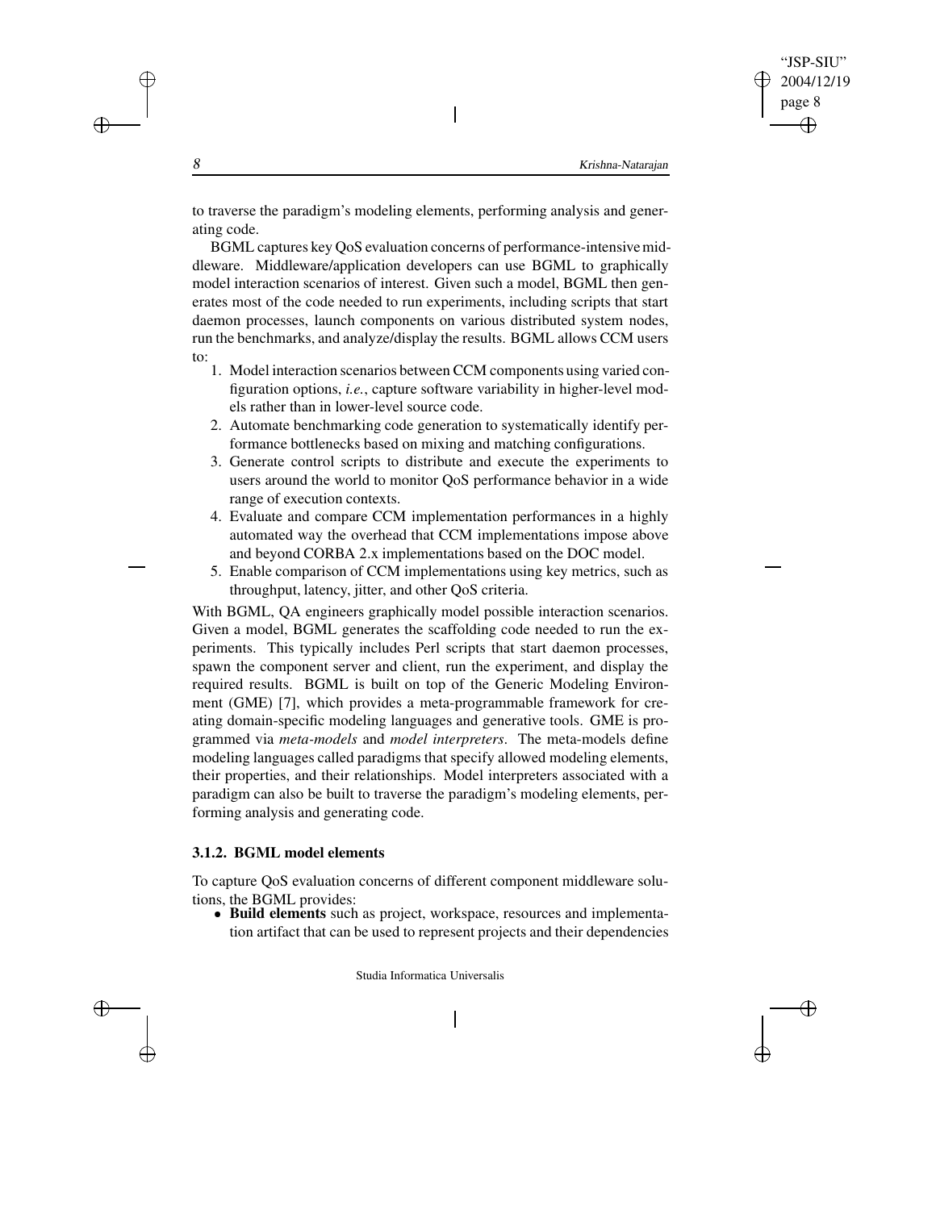to traverse the paradigm's modeling elements, performing analysis and generating code.

BGML captures key QoS evaluation concerns of performance-intensive middleware. Middleware/application developers can use BGML to graphically model interaction scenarios of interest. Given such a model, BGML then generates most of the code needed to run experiments, including scripts that start daemon processes, launch components on various distributed system nodes, run the benchmarks, and analyze/display the results. BGML allows CCM users to:

1. Model interaction scenarios between CCM components using varied configuration options, *i.e.*, capture software variability in higher-level models rather than in lower-level source code.
2. Automate benchmarking code generation to systematically identify performance bottlenecks based on mixing and matching configurations.
3. Generate control scripts to distribute and execute the experiments to users around the world to monitor QoS performance behavior in a wide range of execution contexts.
4. Evaluate and compare CCM implementation performances in a highly automated way the overhead that CCM implementations impose above and beyond CORBA 2.x implementations based on the DOC model.
5. Enable comparison of CCM implementations using key metrics, such as throughput, latency, jitter, and other QoS criteria.

With BGML, QA engineers graphically model possible interaction scenarios. Given a model, BGML generates the scaffolding code needed to run the experiments. This typically includes Perl scripts that start daemon processes, spawn the component server and client, run the experiment, and display the required results. BGML is built on top of the Generic Modeling Environment (GME) [7], which provides a meta-programmable framework for creating domain-specific modeling languages and generative tools. GME is programmed via *meta-models* and *model interpreters*. The meta-models define modeling languages called paradigms that specify allowed modeling elements, their properties, and their relationships. Model interpreters associated with a paradigm can also be built to traverse the paradigm's modeling elements, performing analysis and generating code.

### 3.1.2. BGML model elements

To capture QoS evaluation concerns of different component middleware solutions, the BGML provides:

- **Build elements** such as project, workspace, resources and implementation artifact that can be used to represent projects and their dependencies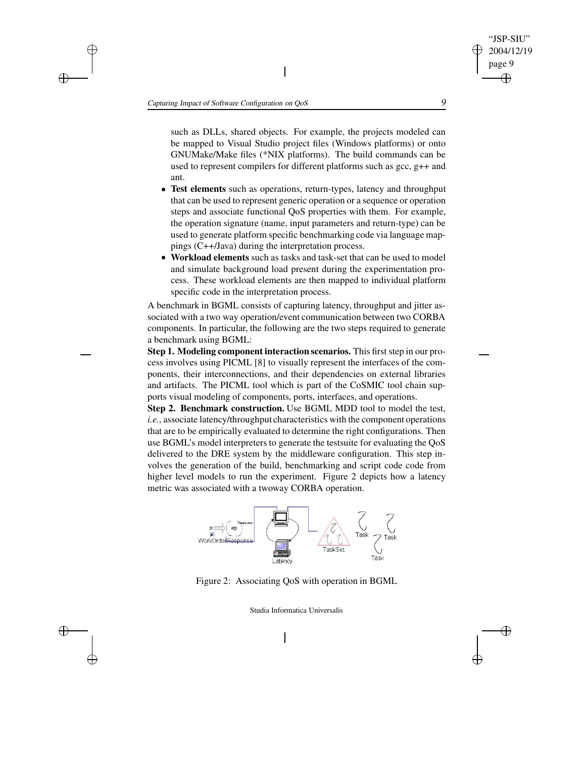such as DLLs, shared objects. For example, the projects modeled can be mapped to Visual Studio project files (Windows platforms) or onto GNUMake/Make files (*NIX platforms). The build commands can be used to represent compilers for different platforms such as gcc, g++ and ant.

- **Test elements** such as operations, return-types, latency and throughput that can be used to represent generic operation or a sequence or operation steps and associate functional QoS properties with them. For example, the operation signature (name, input parameters and return-type) can be used to generate platform specific benchmarking code via language mappings (C++/Java) during the interpretation process.
- **Workload elements** such as tasks and task-set that can be used to model and simulate background load present during the experimentation process. These workload elements are then mapped to individual platform specific code in the interpretation process.

A benchmark in BGML consists of capturing latency, throughput and jitter associated with a two way operation/event communication between two CORBA components. In particular, the following are the two steps required to generate a benchmark using BGML:

**Step 1. Modeling component interaction scenarios.** This first step in our process involves using PICML [8] to visually represent the interfaces of the components, their interconnections, and their dependencies on external libraries and artifacts. The PICML tool which is part of the CoSMIC tool chain supports visual modeling of components, ports, interfaces, and operations.

**Step 2. Benchmark construction.** Use BGML MDD tool to model the test, *i.e.*, associate latency/throughput characteristics with the component operations that are to be empirically evaluated to determine the right configurations. Then use BGML's model interpreters to generate the testsuite for evaluating the QoS delivered to the DRE system by the middleware configuration. This step involves the generation of the build, benchmarking and script code code from higher level models to run the experiment. Figure 2 depicts how a latency metric was associated with a twoway CORBA operation.

Figure 2: Associating QoS with operation in BGML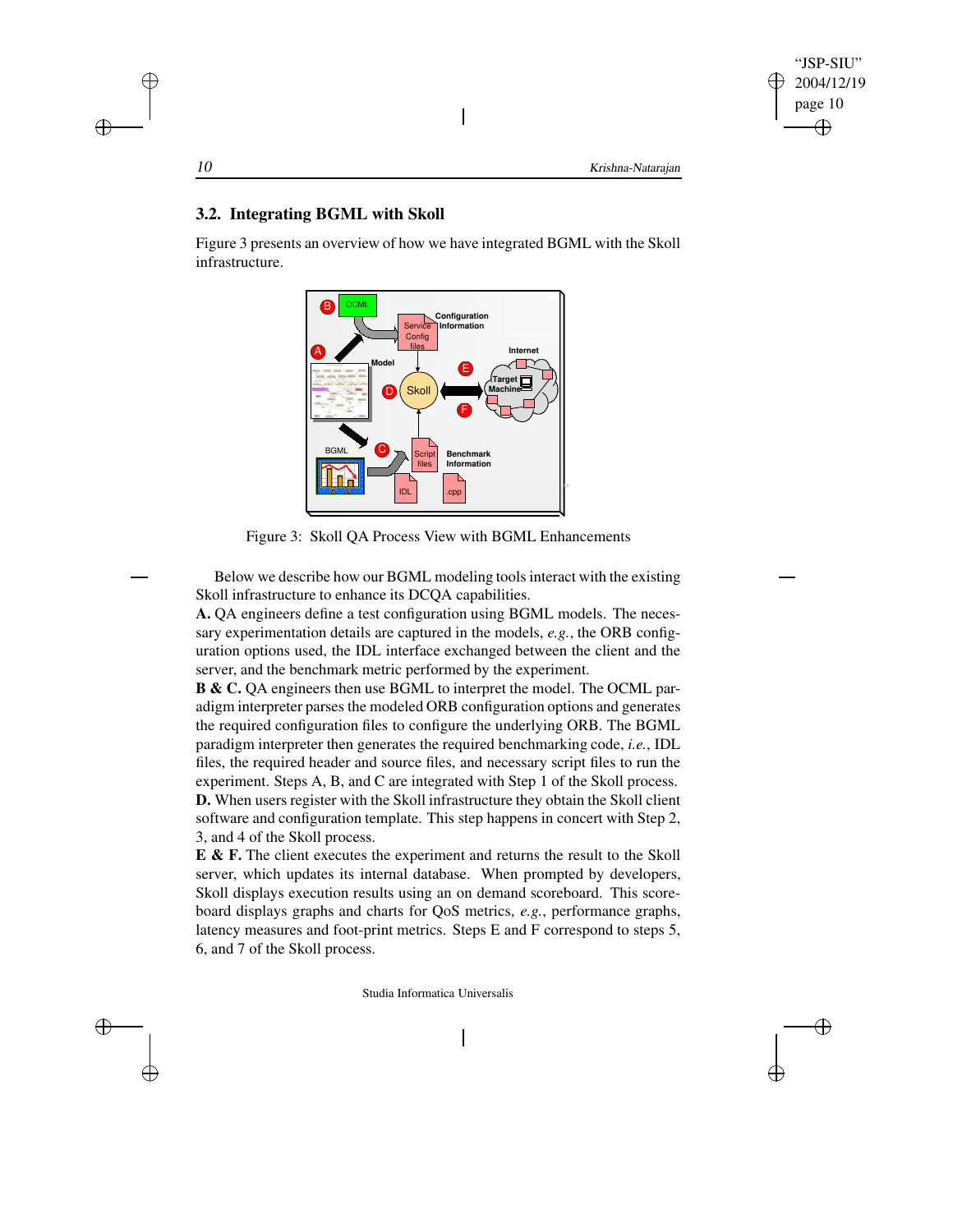### 3.2. Integrating BGML with Skoll

Figure 3 presents an overview of how we have integrated BGML with the Skoll infrastructure.

Figure 3: Skoll QA Process View with BGML Enhancements

Below we describe how our BGML modeling tools interact with the existing Skoll infrastructure to enhance its DCQA capabilities.

**A.** QA engineers define a test configuration using BGML models. The necessary experimentation details are captured in the models, *e.g.*, the ORB configuration options used, the IDL interface exchanged between the client and the server, and the benchmark metric performed by the experiment.

**B & C.** QA engineers then use BGML to interpret the model. The OCML paradigm interpreter parses the modeled ORB configuration options and generates the required configuration files to configure the underlying ORB. The BGML paradigm interpreter then generates the required benchmarking code, *i.e.*, IDL files, the required header and source files, and necessary script files to run the experiment. Steps A, B, and C are integrated with Step 1 of the Skoll process.

**D.** When users register with the Skoll infrastructure they obtain the Skoll client software and configuration template. This step happens in concert with Step 2, 3, and 4 of the Skoll process.

**E & F.** The client executes the experiment and returns the result to the Skoll server, which updates its internal database. When prompted by developers, Skoll displays execution results using an on demand scoreboard. This scoreboard displays graphs and charts for QoS metrics, *e.g.*, performance graphs, latency measures and foot-print metrics. Steps E and F correspond to steps 5, 6, and 7 of the Skoll process.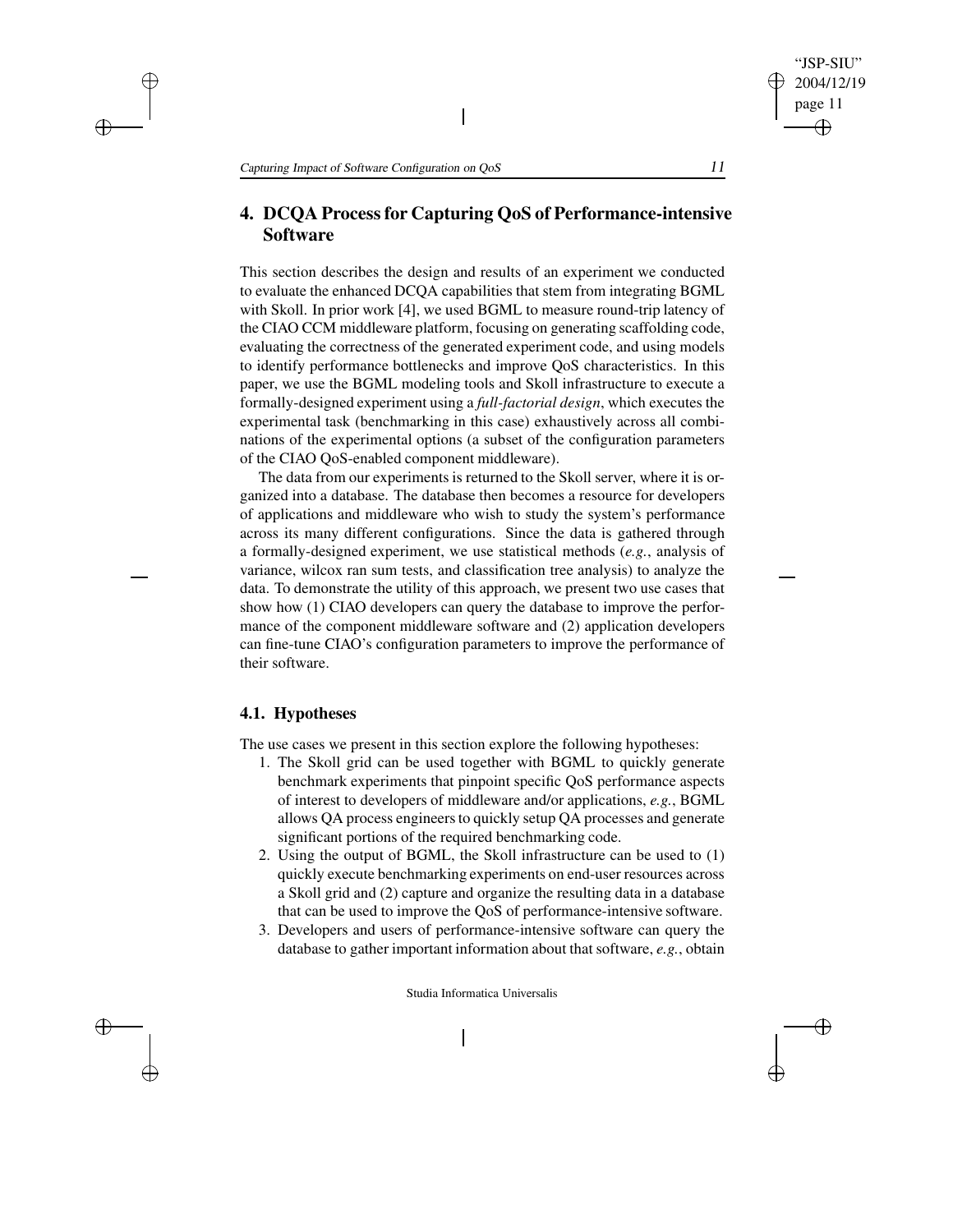# 4. DCQA Process for Capturing QoS of Performance-intensive Software

This section describes the design and results of an experiment we conducted to evaluate the enhanced DCQA capabilities that stem from integrating BGML with Skoll. In prior work [4], we used BGML to measure round-trip latency of the CIAO CCM middleware platform, focusing on generating scaffolding code, evaluating the correctness of the generated experiment code, and using models to identify performance bottlenecks and improve QoS characteristics. In this paper, we use the BGML modeling tools and Skoll infrastructure to execute a formally-designed experiment using a *full-factorial design*, which executes the experimental task (benchmarking in this case) exhaustively across all combinations of the experimental options (a subset of the configuration parameters of the CIAO QoS-enabled component middleware).

The data from our experiments is returned to the Skoll server, where it is organized into a database. The database then becomes a resource for developers of applications and middleware who wish to study the system's performance across its many different configurations. Since the data is gathered through a formally-designed experiment, we use statistical methods (*e.g.*, analysis of variance, wilcox ran sum tests, and classification tree analysis) to analyze the data. To demonstrate the utility of this approach, we present two use cases that show how (1) CIAO developers can query the database to improve the performance of the component middleware software and (2) application developers can fine-tune CIAO's configuration parameters to improve the performance of their software.

## 4.1. Hypotheses

The use cases we present in this section explore the following hypotheses:

1. The Skoll grid can be used together with BGML to quickly generate benchmark experiments that pinpoint specific QoS performance aspects of interest to developers of middleware and/or applications, *e.g.*, BGML allows QA process engineers to quickly setup QA processes and generate significant portions of the required benchmarking code.
2. Using the output of BGML, the Skoll infrastructure can be used to (1) quickly execute benchmarking experiments on end-user resources across a Skoll grid and (2) capture and organize the resulting data in a database that can be used to improve the QoS of performance-intensive software.
3. Developers and users of performance-intensive software can query the database to gather important information about that software, *e.g.*, obtain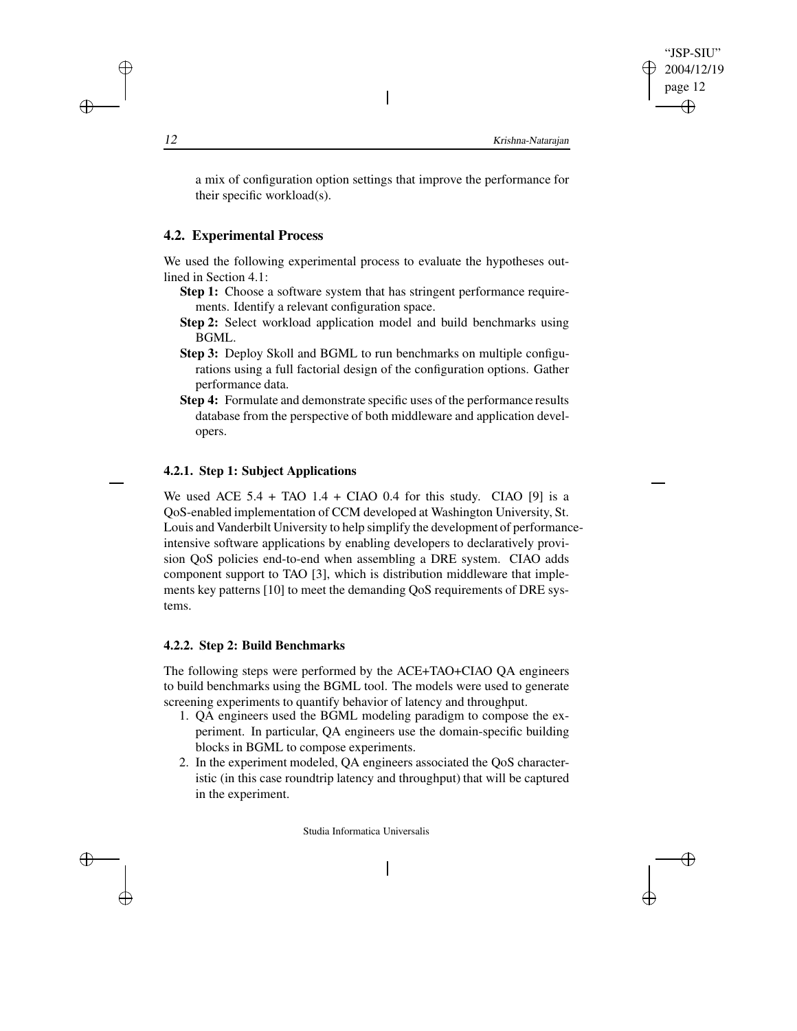a mix of configuration option settings that improve the performance for their specific workload(s).

## 4.2. Experimental Process

We used the following experimental process to evaluate the hypotheses outlined in Section 4.1:

**Step 1:** Choose a software system that has stringent performance requirements. Identify a relevant configuration space.

**Step 2:** Select workload application model and build benchmarks using BGML.

**Step 3:** Deploy Skoll and BGML to run benchmarks on multiple configurations using a full factorial design of the configuration options. Gather performance data.

**Step 4:** Formulate and demonstrate specific uses of the performance results database from the perspective of both middleware and application developers.

### 4.2.1. Step 1: Subject Applications

We used ACE 5.4 + TAO 1.4 + CIAO 0.4 for this study. CIAO [9] is a QoS-enabled implementation of CCM developed at Washington University, St. Louis and Vanderbilt University to help simplify the development of performance-intensive software applications by enabling developers to declaratively provision QoS policies end-to-end when assembling a DRE system. CIAO adds component support to TAO [3], which is distribution middleware that implements key patterns [10] to meet the demanding QoS requirements of DRE systems.

### 4.2.2. Step 2: Build Benchmarks

The following steps were performed by the ACE+TAO+CIAO QA engineers to build benchmarks using the BGML tool. The models were used to generate screening experiments to quantify behavior of latency and throughput.

1. QA engineers used the BGML modeling paradigm to compose the experiment. In particular, QA engineers use the domain-specific building blocks in BGML to compose experiments.
2. In the experiment modeled, QA engineers associated the QoS characteristic (in this case roundtrip latency and throughput) that will be captured in the experiment.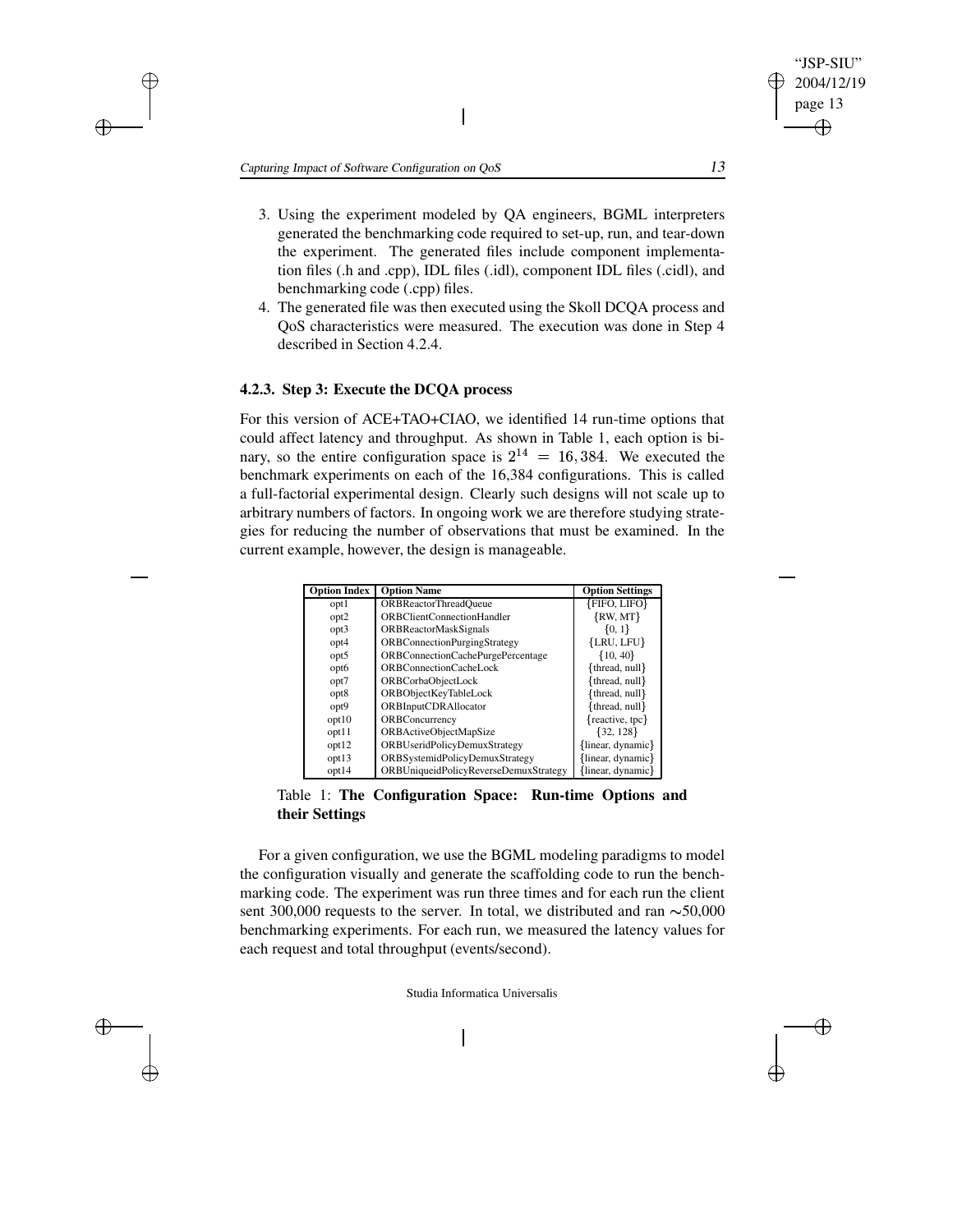3. Using the experiment modeled by QA engineers, BGML interpreters generated the benchmarking code required to set-up, run, and tear-down the experiment. The generated files include component implementation files (.h and .cpp), IDL files (.idl), component IDL files (.cidl), and benchmarking code (.cpp) files.
4. The generated file was then executed using the Skoll DCQA process and QoS characteristics were measured. The execution was done in Step 4 described in Section 4.2.4.

### 4.2.3. Step 3: Execute the DCQA process

For this version of ACE+TAO+CIAO, we identified 14 run-time options that could affect latency and throughput. As shown in Table 1, each option is binary, so the entire configuration space is $2^{14} = 16,384$. We executed the benchmark experiments on each of the 16,384 configurations. This is called a full-factorial experimental design. Clearly such designs will not scale up to arbitrary numbers of factors. In ongoing work we are therefore studying strategies for reducing the number of observations that must be examined. In the current example, however, the design is manageable.

| Option Index | Option Name | Option Settings |
|---|---|---|
| opt1 | ORBReactorThreadQueue | {FIFO, LIFO} |
| opt2 | ORBClientConnectionHandler | {RW, MT} |
| opt3 | ORBReactorMaskSignals | {0, 1} |
| opt4 | ORBConnectionPurgingStrategy | {LRU, LFU} |
| opt5 | ORBConnectionCachePurgePercentage | {10, 40} |
| opt6 | ORBConnectionCacheLock | {thread, null} |
| opt7 | ORBCorbaObjectLock | {thread, null} |
| opt8 | ORBObjectKeyTableLock | {thread, null} |
| opt9 | ORBInputCDRAllocator | {thread, null} |
| opt10 | ORBConcurrency | {reactive, tpc} |
| opt11 | ORBActiveObjectMapSize | {32, 128} |
| opt12 | ORBUseridPolicyDemuxStrategy | {linear, dynamic} |
| opt13 | ORBSystemidPolicyDemuxStrategy | {linear, dynamic} |
| opt14 | ORBUniqueidPolicyReverseDemuxStrategy | {linear, dynamic} |

Table 1: **The Configuration Space: Run-time Options and their Settings**

For a given configuration, we use the BGML modeling paradigms to model the configuration visually and generate the scaffolding code to run the benchmarking code. The experiment was run three times and for each run the client sent 300,000 requests to the server. In total, we distributed and ran ∼50,000 benchmarking experiments. For each run, we measured the latency values for each request and total throughput (events/second).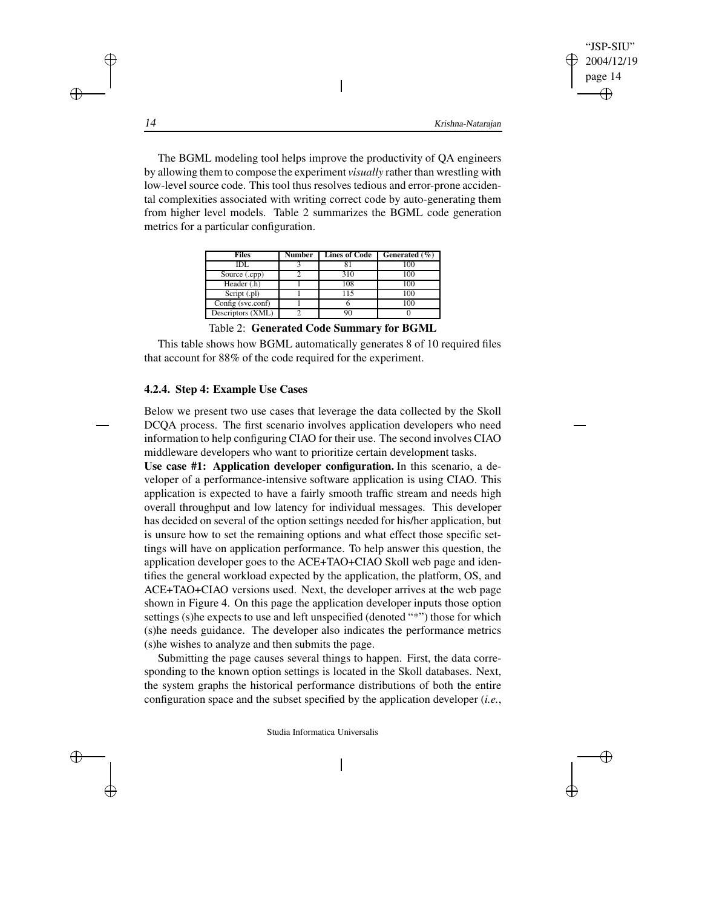The BGML modeling tool helps improve the productivity of QA engineers by allowing them to compose the experiment *visually* rather than wrestling with low-level source code. This tool thus resolves tedious and error-prone accidental complexities associated with writing correct code by auto-generating them from higher level models. Table 2 summarizes the BGML code generation metrics for a particular configuration.

| Files | Number | Lines of Code | Generated (%) |
| --- | --- | --- | --- |
| IDL | 3 | 81 | 100 |
| Source (.cpp) | 2 | 310 | 100 |
| Header (.h) | 1 | 108 | 100 |
| Script (.pl) | 1 | 115 | 100 |
| Config (svc.conf) | 1 | 6 | 100 |
| Descriptors (XML) | 2 | 90 | 0 |

Table 2: **Generated Code Summary for BGML**

This table shows how BGML automatically generates 8 of 10 required files that account for 88% of the code required for the experiment.

#### 4.2.4. Step 4: Example Use Cases

Below we present two use cases that leverage the data collected by the Skoll DCQA process. The first scenario involves application developers who need information to help configuring CIAO for their use. The second involves CIAO middleware developers who want to prioritize certain development tasks.

**Use case #1: Application developer configuration.** In this scenario, a developer of a performance-intensive software application is using CIAO. This application is expected to have a fairly smooth traffic stream and needs high overall throughput and low latency for individual messages. This developer has decided on several of the option settings needed for his/her application, but is unsure how to set the remaining options and what effect those specific settings will have on application performance. To help answer this question, the application developer goes to the ACE+TAO+CIAO Skoll web page and identifies the general workload expected by the application, the platform, OS, and ACE+TAO+CIAO versions used. Next, the developer arrives at the web page shown in Figure 4. On this page the application developer inputs those option settings (s)he expects to use and left unspecified (denoted "*") those for which (s)he needs guidance. The developer also indicates the performance metrics (s)he wishes to analyze and then submits the page.

Submitting the page causes several things to happen. First, the data corresponding to the known option settings is located in the Skoll databases. Next, the system graphs the historical performance distributions of both the entire configuration space and the subset specified by the application developer (*i.e.*,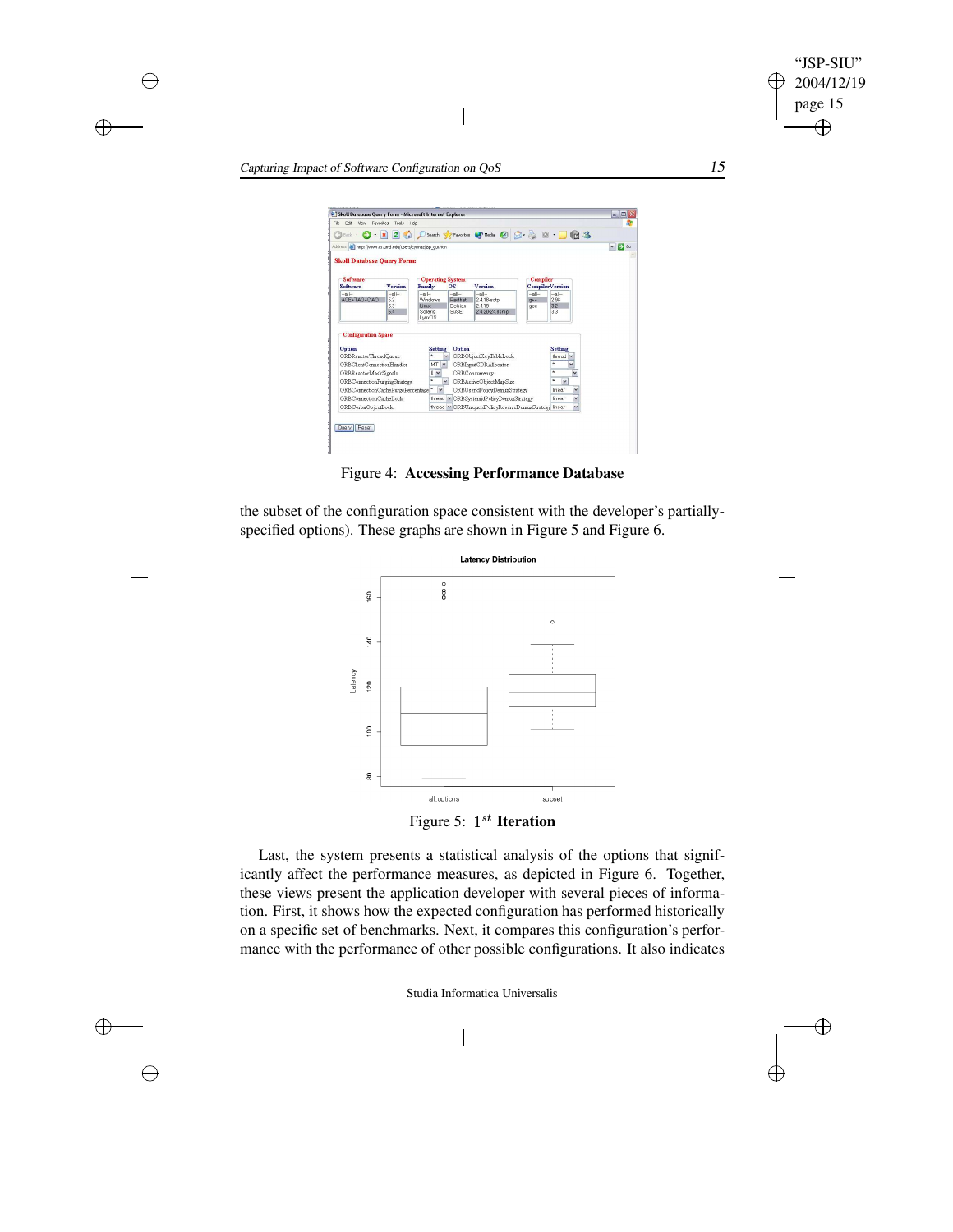Figure 4: **Accessing Performance Database**

the subset of the configuration space consistent with the developer's partially-specified options). These graphs are shown in Figure 5 and Figure 6.

Figure 5: $1^{st}$ **Iteration**

Last, the system presents a statistical analysis of the options that significantly affect the performance measures, as depicted in Figure 6. Together, these views present the application developer with several pieces of information. First, it shows how the expected configuration has performed historically on a specific set of benchmarks. Next, it compares this configuration's performance with the performance of other possible configurations. It also indicates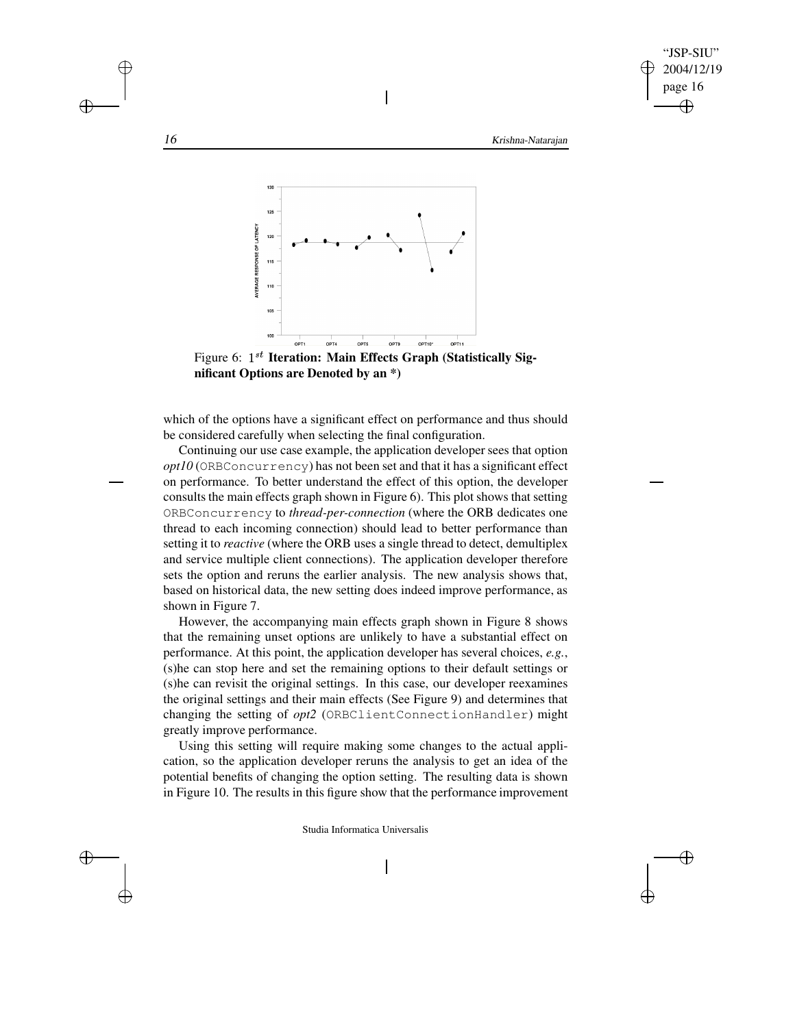Figure 6: $1^{st}$ **Iteration: Main Effects Graph (Statistically Significant Options are Denoted by an *)**

which of the options have a significant effect on performance and thus should be considered carefully when selecting the final configuration.

Continuing our use case example, the application developer sees that option *opt10* (`ORBConcurrency`) has not been set and that it has a significant effect on performance. To better understand the effect of this option, the developer consults the main effects graph shown in Figure 6). This plot shows that setting `ORBConcurrency` to *thread-per-connection* (where the ORB dedicates one thread to each incoming connection) should lead to better performance than setting it to *reactive* (where the ORB uses a single thread to detect, demultiplex and service multiple client connections). The application developer therefore sets the option and reruns the earlier analysis. The new analysis shows that, based on historical data, the new setting does indeed improve performance, as shown in Figure 7.

However, the accompanying main effects graph shown in Figure 8 shows that the remaining unset options are unlikely to have a substantial effect on performance. At this point, the application developer has several choices, *e.g.*, (s)he can stop here and set the remaining options to their default settings or (s)he can revisit the original settings. In this case, our developer reexamines the original settings and their main effects (See Figure 9) and determines that changing the setting of *opt2* (`ORBClientConnectionHandler`) might greatly improve performance.

Using this setting will require making some changes to the actual application, so the application developer reruns the analysis to get an idea of the potential benefits of changing the option setting. The resulting data is shown in Figure 10. The results in this figure show that the performance improvement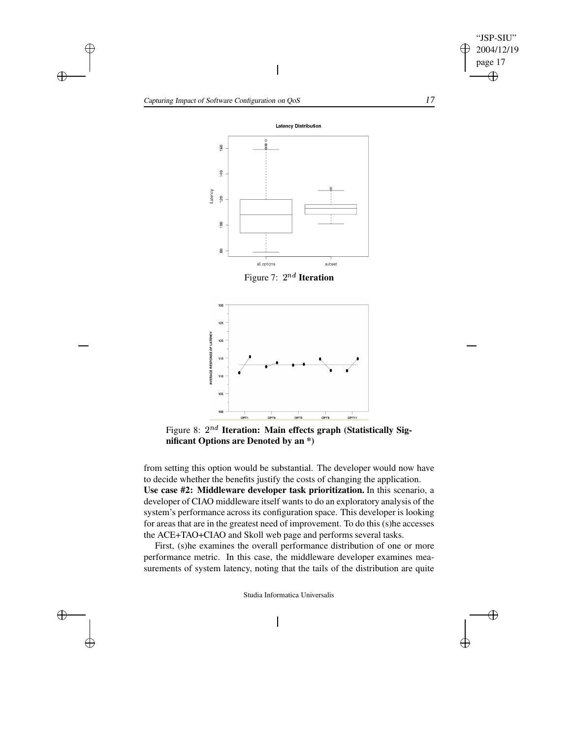Figure 7: $2^{nd}$ **Iteration**

Figure 8: $2^{nd}$ **Iteration: Main effects graph (Statistically Significant Options are Denoted by an *)**

from setting this option would be substantial. The developer would now have to decide whether the benefits justify the costs of changing the application.

**Use case #2: Middleware developer task prioritization.** In this scenario, a developer of CIAO middleware itself wants to do an exploratory analysis of the system's performance across its configuration space. This developer is looking for areas that are in the greatest need of improvement. To do this (s)he accesses the ACE+TAO+CIAO and Skoll web page and performs several tasks.

First, (s)he examines the overall performance distribution of one or more performance metric. In this case, the middleware developer examines measurements of system latency, noting that the tails of the distribution are quite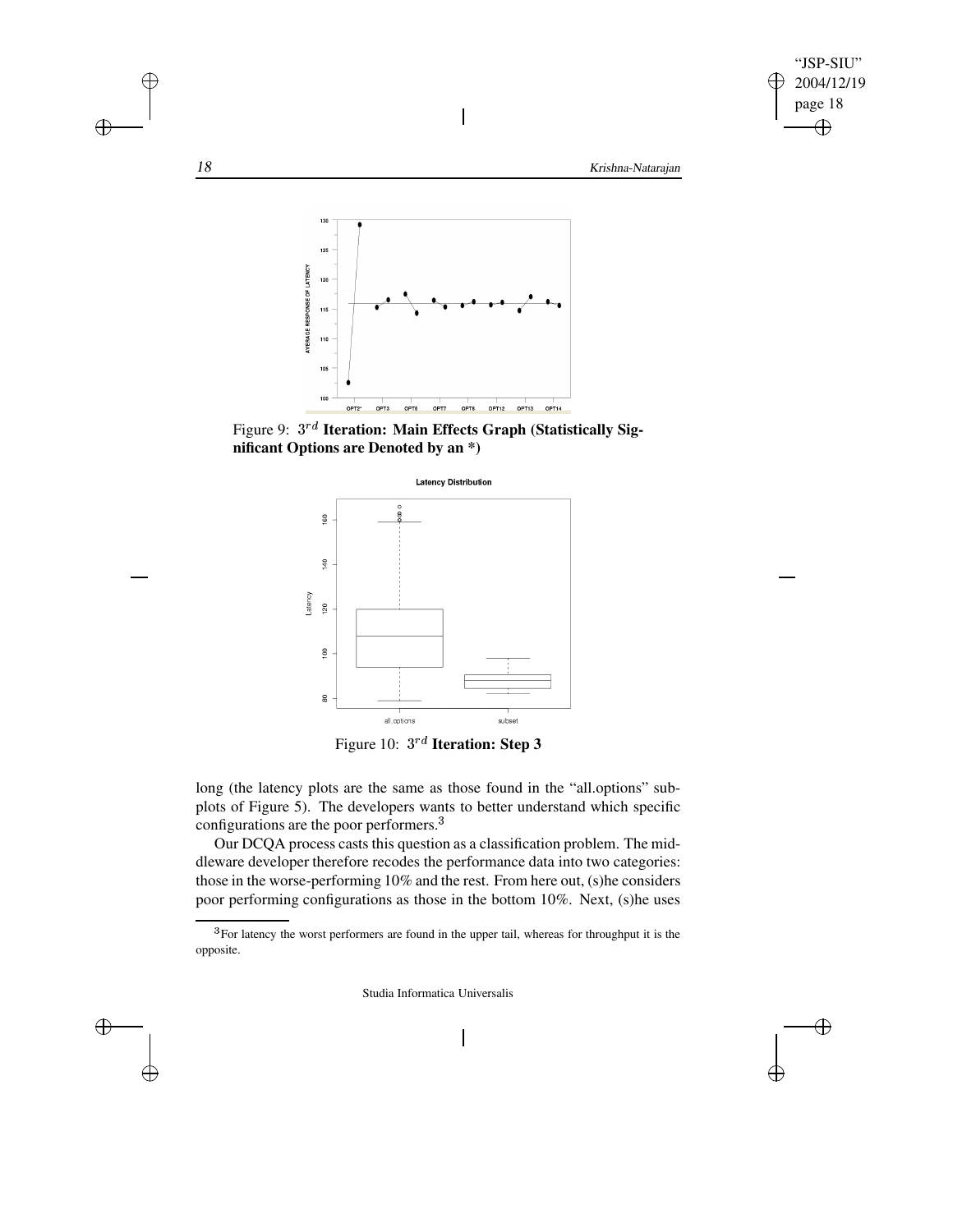Figure 9: $3^{rd}$ **Iteration: Main Effects Graph (Statistically Significant Options are Denoted by an *)**

Figure 10: $3^{rd}$ **Iteration: Step 3**

long (the latency plots are the same as those found in the "all.options" subplots of Figure 5). The developers wants to better understand which specific configurations are the poor performers.[3]

Our DCQA process casts this question as a classification problem. The middleware developer therefore recodes the performance data into two categories: those in the worse-performing 10% and the rest. From here out, (s)he considers poor performing configurations as those in the bottom 10%. Next, (s)he uses

[3]For latency the worst performers are found in the upper tail, whereas for throughput it is the opposite.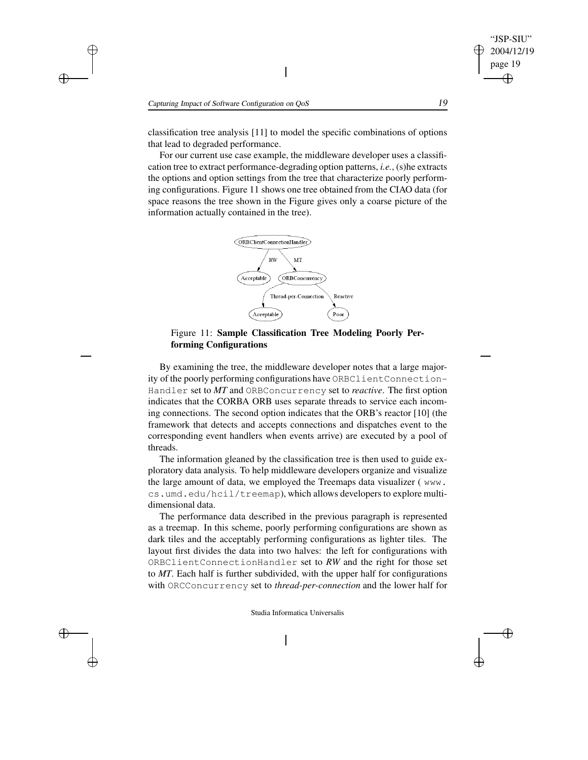classification tree analysis [11] to model the specific combinations of options that lead to degraded performance.

For our current use case example, the middleware developer uses a classification tree to extract performance-degrading option patterns, *i.e.*, (s)he extracts the options and option settings from the tree that characterize poorly performing configurations. Figure 11 shows one tree obtained from the CIAO data (for space reasons the tree shown in the Figure gives only a coarse picture of the information actually contained in the tree).

Figure 11: **Sample Classification Tree Modeling Poorly Performing Configurations**

By examining the tree, the middleware developer notes that a large majority of the poorly performing configurations have `ORBClientConnectionHandler` set to ***MT*** and `ORBConcurrency` set to *reactive*. The first option indicates that the CORBA ORB uses separate threads to service each incoming connections. The second option indicates that the ORB's reactor [10] (the framework that detects and accepts connections and dispatches event to the corresponding event handlers when events arrive) are executed by a pool of threads.

The information gleaned by the classification tree is then used to guide exploratory data analysis. To help middleware developers organize and visualize the large amount of data, we employed the Treemaps data visualizer ( `www.cs.umd.edu/hcil/treemap`), which allows developers to explore multi-dimensional data.

The performance data described in the previous paragraph is represented as a treemap. In this scheme, poorly performing configurations are shown as dark tiles and the acceptably performing configurations as lighter tiles. The layout first divides the data into two halves: the left for configurations with `ORBClientConnectionHandler` set to *RW* and the right for those set to *MT*. Each half is further subdivided, with the upper half for configurations with `ORCConcurrency` set to *thread-per-connection* and the lower half for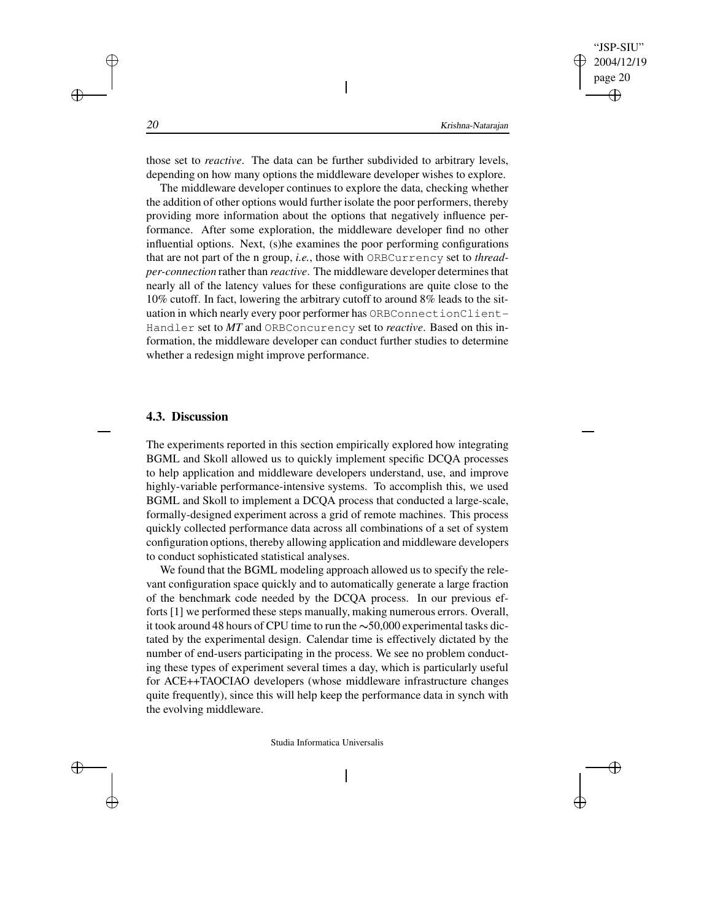those set to *reactive*. The data can be further subdivided to arbitrary levels, depending on how many options the middleware developer wishes to explore.

The middleware developer continues to explore the data, checking whether the addition of other options would further isolate the poor performers, thereby providing more information about the options that negatively influence performance. After some exploration, the middleware developer find no other influential options. Next, (s)he examines the poor performing configurations that are not part of the n group, *i.e.*, those with `ORBCurrency` set to *thread-per-connection* rather than *reactive*. The middleware developer determines that nearly all of the latency values for these configurations are quite close to the 10% cutoff. In fact, lowering the arbitrary cutoff to around 8% leads to the situation in which nearly every poor performer has `ORBConnectionClient-Handler` set to ***MT*** and `ORBConcurency` set to *reactive*. Based on this information, the middleware developer can conduct further studies to determine whether a redesign might improve performance.

## 4.3. Discussion

The experiments reported in this section empirically explored how integrating BGML and Skoll allowed us to quickly implement specific DCQA processes to help application and middleware developers understand, use, and improve highly-variable performance-intensive systems. To accomplish this, we used BGML and Skoll to implement a DCQA process that conducted a large-scale, formally-designed experiment across a grid of remote machines. This process quickly collected performance data across all combinations of a set of system configuration options, thereby allowing application and middleware developers to conduct sophisticated statistical analyses.

We found that the BGML modeling approach allowed us to specify the relevant configuration space quickly and to automatically generate a large fraction of the benchmark code needed by the DCQA process. In our previous efforts [1] we performed these steps manually, making numerous errors. Overall, it took around 48 hours of CPU time to run the ∼50,000 experimental tasks dictated by the experimental design. Calendar time is effectively dictated by the number of end-users participating in the process. We see no problem conducting these types of experiment several times a day, which is particularly useful for ACE++TAOCIAO developers (whose middleware infrastructure changes quite frequently), since this will help keep the performance data in synch with the evolving middleware.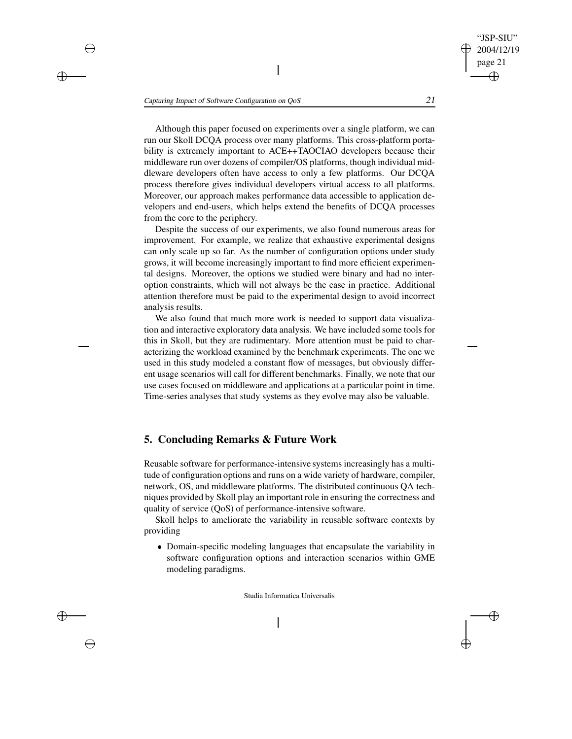Although this paper focused on experiments over a single platform, we can run our Skoll DCQA process over many platforms. This cross-platform portability is extremely important to ACE++TAOCIAO developers because their middleware run over dozens of compiler/OS platforms, though individual middleware developers often have access to only a few platforms. Our DCQA process therefore gives individual developers virtual access to all platforms. Moreover, our approach makes performance data accessible to application developers and end-users, which helps extend the benefits of DCQA processes from the core to the periphery.

Despite the success of our experiments, we also found numerous areas for improvement. For example, we realize that exhaustive experimental designs can only scale up so far. As the number of configuration options under study grows, it will become increasingly important to find more efficient experimental designs. Moreover, the options we studied were binary and had no inter-option constraints, which will not always be the case in practice. Additional attention therefore must be paid to the experimental design to avoid incorrect analysis results.

We also found that much more work is needed to support data visualization and interactive exploratory data analysis. We have included some tools for this in Skoll, but they are rudimentary. More attention must be paid to characterizing the workload examined by the benchmark experiments. The one we used in this study modeled a constant flow of messages, but obviously different usage scenarios will call for different benchmarks. Finally, we note that our use cases focused on middleware and applications at a particular point in time. Time-series analyses that study systems as they evolve may also be valuable.

## 5. Concluding Remarks & Future Work

Reusable software for performance-intensive systems increasingly has a multitude of configuration options and runs on a wide variety of hardware, compiler, network, OS, and middleware platforms. The distributed continuous QA techniques provided by Skoll play an important role in ensuring the correctness and quality of service (QoS) of performance-intensive software.

Skoll helps to ameliorate the variability in reusable software contexts by providing

- Domain-specific modeling languages that encapsulate the variability in software configuration options and interaction scenarios within GME modeling paradigms.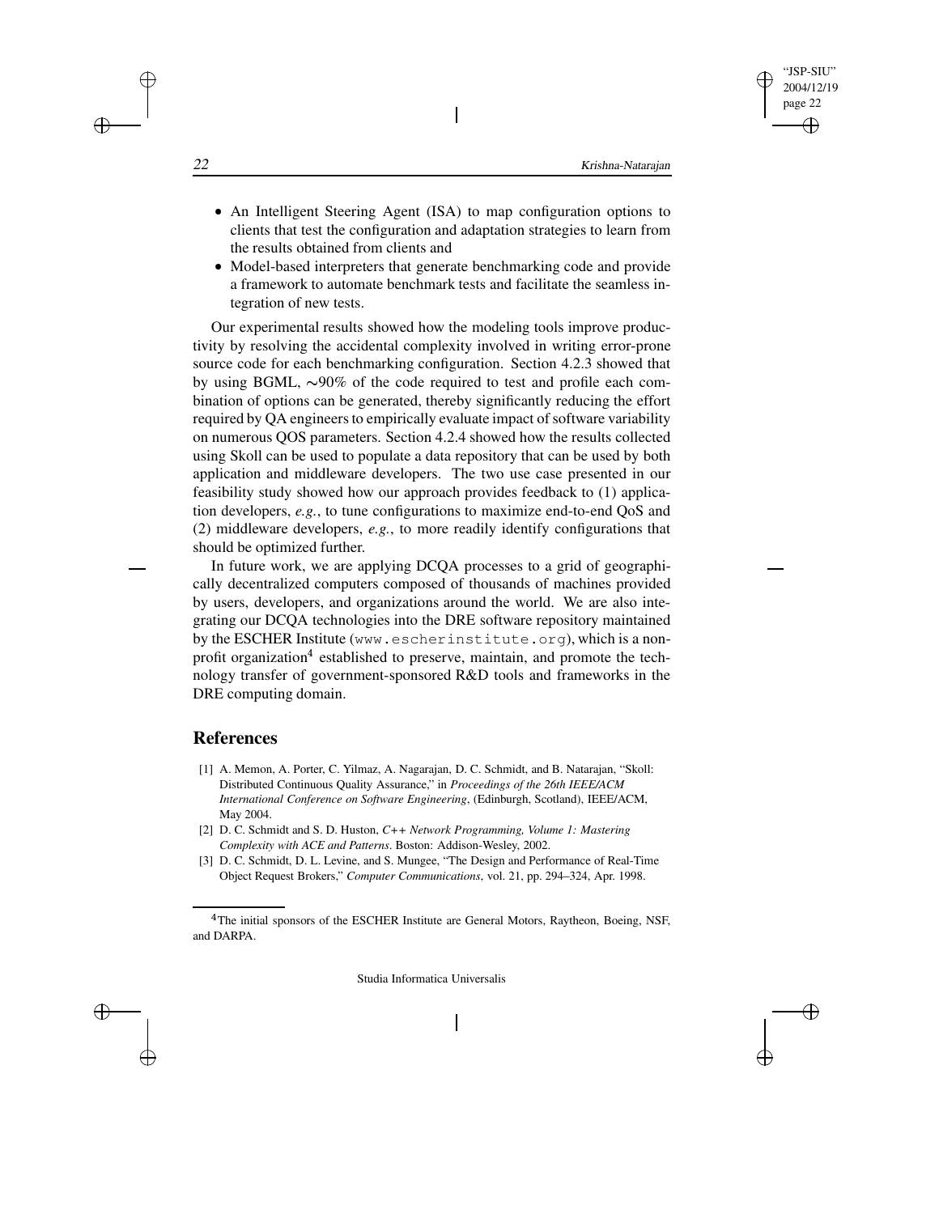- An Intelligent Steering Agent (ISA) to map configuration options to clients that test the configuration and adaptation strategies to learn from the results obtained from clients and
- Model-based interpreters that generate benchmarking code and provide a framework to automate benchmark tests and facilitate the seamless integration of new tests.

Our experimental results showed how the modeling tools improve productivity by resolving the accidental complexity involved in writing error-prone source code for each benchmarking configuration. Section 4.2.3 showed that by using BGML, ∼90% of the code required to test and profile each combination of options can be generated, thereby significantly reducing the effort required by QA engineers to empirically evaluate impact of software variability on numerous QOS parameters. Section 4.2.4 showed how the results collected using Skoll can be used to populate a data repository that can be used by both application and middleware developers. The two use case presented in our feasibility study showed how our approach provides feedback to (1) application developers, *e.g.*, to tune configurations to maximize end-to-end QoS and (2) middleware developers, *e.g.*, to more readily identify configurations that should be optimized further.

In future work, we are applying DCQA processes to a grid of geographically decentralized computers composed of thousands of machines provided by users, developers, and organizations around the world. We are also integrating our DCQA technologies into the DRE software repository maintained by the ESCHER Institute (`www.escherinstitute.org`), which is a non-profit organization[4] established to preserve, maintain, and promote the technology transfer of government-sponsored R&D tools and frameworks in the DRE computing domain.

## References

[1] A. Memon, A. Porter, C. Yilmaz, A. Nagarajan, D. C. Schmidt, and B. Natarajan, "Skoll: Distributed Continuous Quality Assurance," in *Proceedings of the 26th IEEE/ACM International Conference on Software Engineering*, (Edinburgh, Scotland), IEEE/ACM, May 2004.

[2] D. C. Schmidt and S. D. Huston, *C++ Network Programming, Volume 1: Mastering Complexity with ACE and Patterns*. Boston: Addison-Wesley, 2002.

[3] D. C. Schmidt, D. L. Levine, and S. Mungee, "The Design and Performance of Real-Time Object Request Brokers," *Computer Communications*, vol. 21, pp. 294–324, Apr. 1998.

---

[4] The initial sponsors of the ESCHER Institute are General Motors, Raytheon, Boeing, NSF, and DARPA.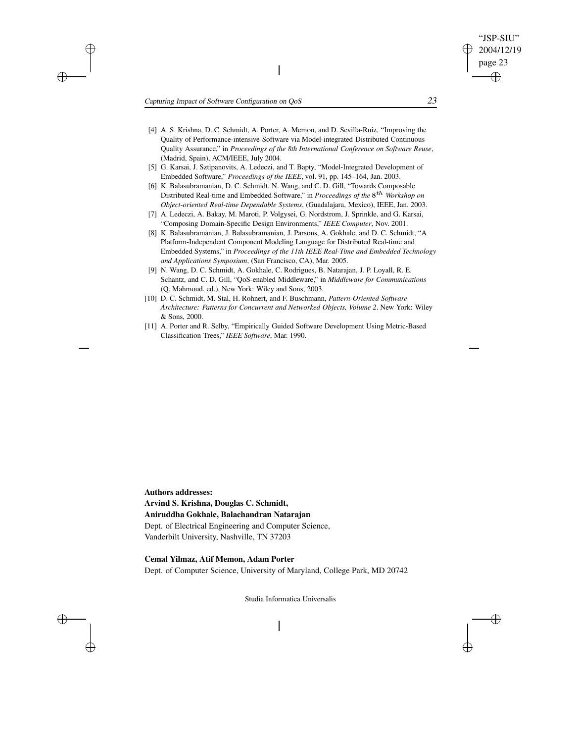[4] A. S. Krishna, D. C. Schmidt, A. Porter, A. Memon, and D. Sevilla-Ruiz, "Improving the Quality of Performance-intensive Software via Model-integrated Distributed Continuous Quality Assurance," in *Proceedings of the 8th International Conference on Software Reuse*, (Madrid, Spain), ACM/IEEE, July 2004.

[5] G. Karsai, J. Sztipanovits, A. Ledeczi, and T. Bapty, "Model-Integrated Development of Embedded Software," *Proceedings of the IEEE*, vol. 91, pp. 145–164, Jan. 2003.

[6] K. Balasubramanian, D. C. Schmidt, N. Wang, and C. D. Gill, "Towards Composable Distributed Real-time and Embedded Software," in *Proceedings of the* $8^{th}$ *Workshop on Object-oriented Real-time Dependable Systems*, (Guadalajara, Mexico), IEEE, Jan. 2003.

[7] A. Ledeczi, A. Bakay, M. Maroti, P. Volgysei, G. Nordstrom, J. Sprinkle, and G. Karsai, "Composing Domain-Specific Design Environments," *IEEE Computer*, Nov. 2001.

[8] K. Balasubramanian, J. Balasubramanian, J. Parsons, A. Gokhale, and D. C. Schmidt, "A Platform-Independent Component Modeling Language for Distributed Real-time and Embedded Systems," in *Proceedings of the 11th IEEE Real-Time and Embedded Technology and Applications Symposium*, (San Francisco, CA), Mar. 2005.

[9] N. Wang, D. C. Schmidt, A. Gokhale, C. Rodrigues, B. Natarajan, J. P. Loyall, R. E. Schantz, and C. D. Gill, "QoS-enabled Middleware," in *Middleware for Communications* (Q. Mahmoud, ed.), New York: Wiley and Sons, 2003.

[10] D. C. Schmidt, M. Stal, H. Rohnert, and F. Buschmann, *Pattern-Oriented Software Architecture: Patterns for Concurrent and Networked Objects, Volume 2*. New York: Wiley & Sons, 2000.

[11] A. Porter and R. Selby, "Empirically Guided Software Development Using Metric-Based Classification Trees," *IEEE Software*, Mar. 1990.

**Authors addresses:**
**Arvind S. Krishna, Douglas C. Schmidt,**
**Aniruddha Gokhale, Balachandran Natarajan**
Dept. of Electrical Engineering and Computer Science,
Vanderbilt University, Nashville, TN 37203

**Cemal Yilmaz, Atif Memon, Adam Porter**
Dept. of Computer Science, University of Maryland, College Park, MD 20742